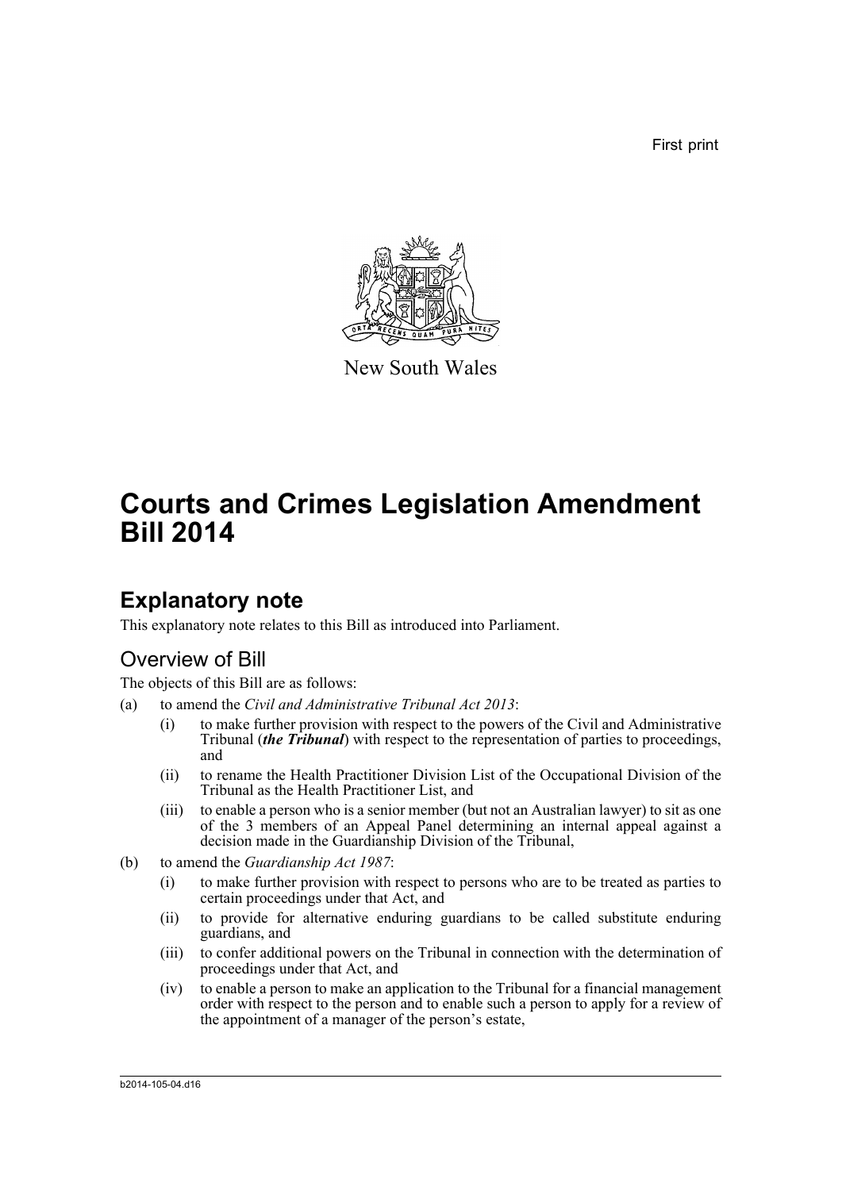First print

New South Wales

# Courts and Crimes Legislation Amendment Bill 2014

## Explanatory note

This explanatory note relates to this Bill as introduced into Parliament.

### Overview of Bill

The objects of this Bill are as follows:

(a) to amend the *Civil and Administrative Tribunal Act 2013*:

- (i) to make further provision with respect to the powers of the Civil and Administrative Tribunal (***the Tribunal***) with respect to the representation of parties to proceedings, and
- (ii) to rename the Health Practitioner Division List of the Occupational Division of the Tribunal as the Health Practitioner List, and
- (iii) to enable a person who is a senior member (but not an Australian lawyer) to sit as one of the 3 members of an Appeal Panel determining an internal appeal against a decision made in the Guardianship Division of the Tribunal,

(b) to amend the *Guardianship Act 1987*:

- (i) to make further provision with respect to persons who are to be treated as parties to certain proceedings under that Act, and
- (ii) to provide for alternative enduring guardians to be called substitute enduring guardians, and
- (iii) to confer additional powers on the Tribunal in connection with the determination of proceedings under that Act, and
- (iv) to enable a person to make an application to the Tribunal for a financial management order with respect to the person and to enable such a person to apply for a review of the appointment of a manager of the person's estate,

b2014-105-04.d16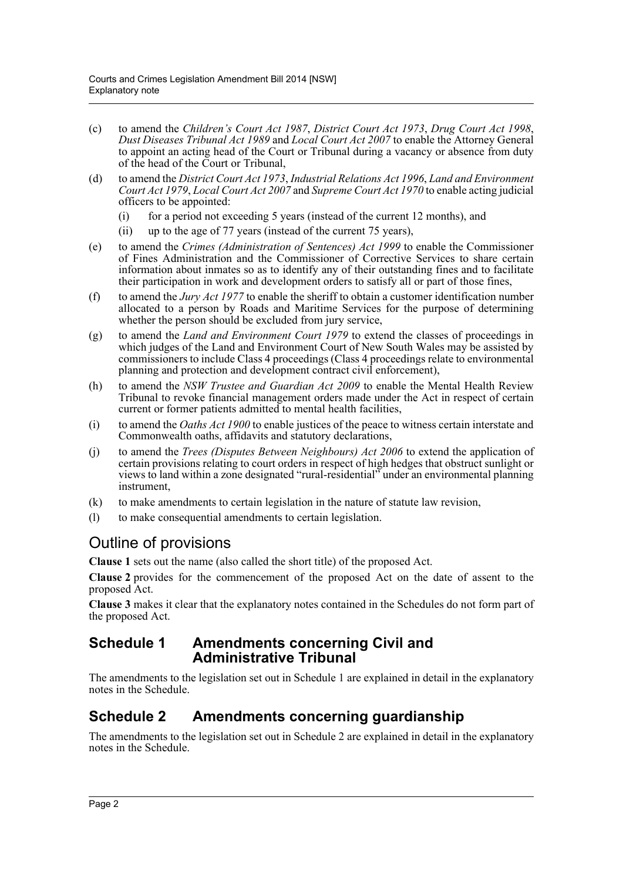- (c) to amend the *Children's Court Act 1987*, *District Court Act 1973*, *Drug Court Act 1998*, *Dust Diseases Tribunal Act 1989* and *Local Court Act 2007* to enable the Attorney General to appoint an acting head of the Court or Tribunal during a vacancy or absence from duty of the head of the Court or Tribunal,
- (d) to amend the *District Court Act 1973*, *Industrial Relations Act 1996*, *Land and Environment Court Act 1979*, *Local Court Act 2007* and *Supreme Court Act 1970* to enable acting judicial officers to be appointed:
  - (i) for a period not exceeding 5 years (instead of the current 12 months), and
  - (ii) up to the age of 77 years (instead of the current 75 years),
- (e) to amend the *Crimes (Administration of Sentences) Act 1999* to enable the Commissioner of Fines Administration and the Commissioner of Corrective Services to share certain information about inmates so as to identify any of their outstanding fines and to facilitate their participation in work and development orders to satisfy all or part of those fines,
- (f) to amend the *Jury Act 1977* to enable the sheriff to obtain a customer identification number allocated to a person by Roads and Maritime Services for the purpose of determining whether the person should be excluded from jury service,
- (g) to amend the *Land and Environment Court 1979* to extend the classes of proceedings in which judges of the Land and Environment Court of New South Wales may be assisted by commissioners to include Class 4 proceedings (Class 4 proceedings relate to environmental planning and protection and development contract civil enforcement),
- (h) to amend the *NSW Trustee and Guardian Act 2009* to enable the Mental Health Review Tribunal to revoke financial management orders made under the Act in respect of certain current or former patients admitted to mental health facilities,
- (i) to amend the *Oaths Act 1900* to enable justices of the peace to witness certain interstate and Commonwealth oaths, affidavits and statutory declarations,
- (j) to amend the *Trees (Disputes Between Neighbours) Act 2006* to extend the application of certain provisions relating to court orders in respect of high hedges that obstruct sunlight or views to land within a zone designated "rural-residential" under an environmental planning instrument,
- (k) to make amendments to certain legislation in the nature of statute law revision,
- (l) to make consequential amendments to certain legislation.

# Outline of provisions

**Clause 1** sets out the name (also called the short title) of the proposed Act.

**Clause 2** provides for the commencement of the proposed Act on the date of assent to the proposed Act.

**Clause 3** makes it clear that the explanatory notes contained in the Schedules do not form part of the proposed Act.

## Schedule 1 Amendments concerning Civil and Administrative Tribunal

The amendments to the legislation set out in Schedule 1 are explained in detail in the explanatory notes in the Schedule.

## Schedule 2 Amendments concerning guardianship

The amendments to the legislation set out in Schedule 2 are explained in detail in the explanatory notes in the Schedule.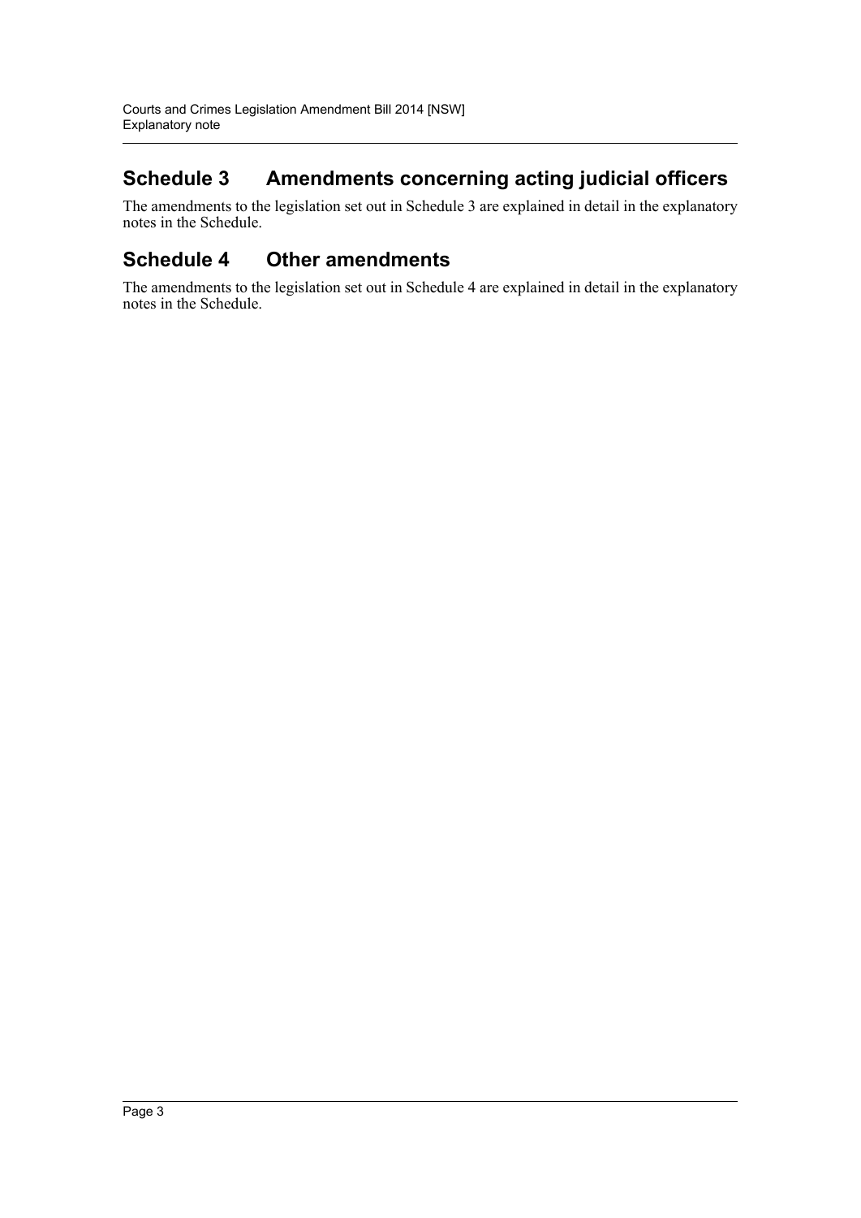## Schedule 3 Amendments concerning acting judicial officers

The amendments to the legislation set out in Schedule 3 are explained in detail in the explanatory notes in the Schedule.

## Schedule 4 Other amendments

The amendments to the legislation set out in Schedule 4 are explained in detail in the explanatory notes in the Schedule.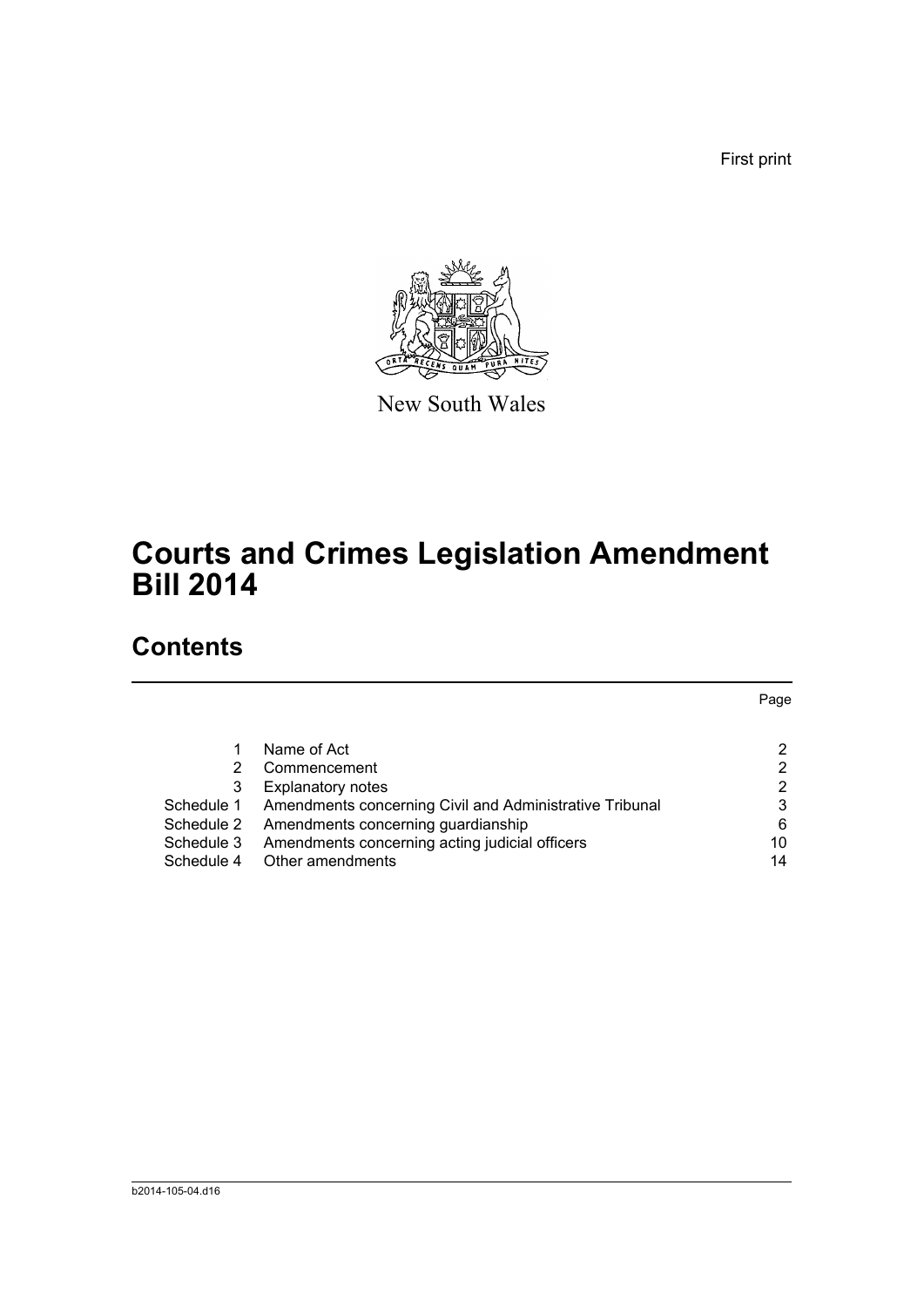First print

New South Wales

# Courts and Crimes Legislation Amendment Bill 2014

## Contents

| | | Page |
|---|---|---|
| 1 | Name of Act | 2 |
| 2 | Commencement | 2 |
| 3 | Explanatory notes | 2 |
| Schedule 1 | Amendments concerning Civil and Administrative Tribunal | 3 |
| Schedule 2 | Amendments concerning guardianship | 6 |
| Schedule 3 | Amendments concerning acting judicial officers | 10 |
| Schedule 4 | Other amendments | 14 |

b2014-105-04.d16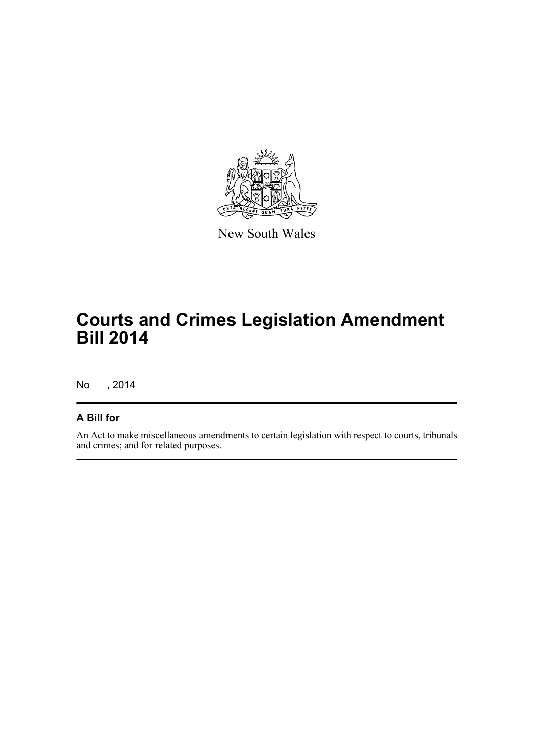New South Wales

# Courts and Crimes Legislation Amendment Bill 2014

No , 2014

## A Bill for

An Act to make miscellaneous amendments to certain legislation with respect to courts, tribunals and crimes; and for related purposes.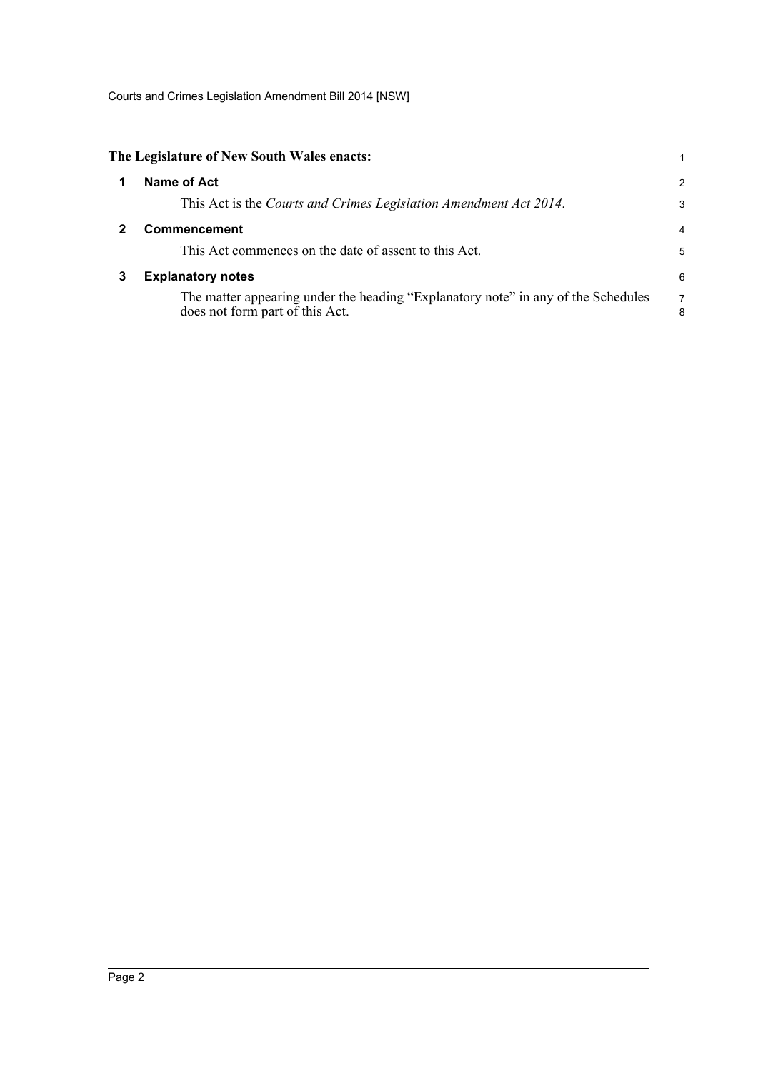**The Legislature of New South Wales enacts:**

## 1 Name of Act

This Act is the *Courts and Crimes Legislation Amendment Act 2014*.

## 2 Commencement

This Act commences on the date of assent to this Act.

## 3 Explanatory notes

The matter appearing under the heading "Explanatory note" in any of the Schedules does not form part of this Act.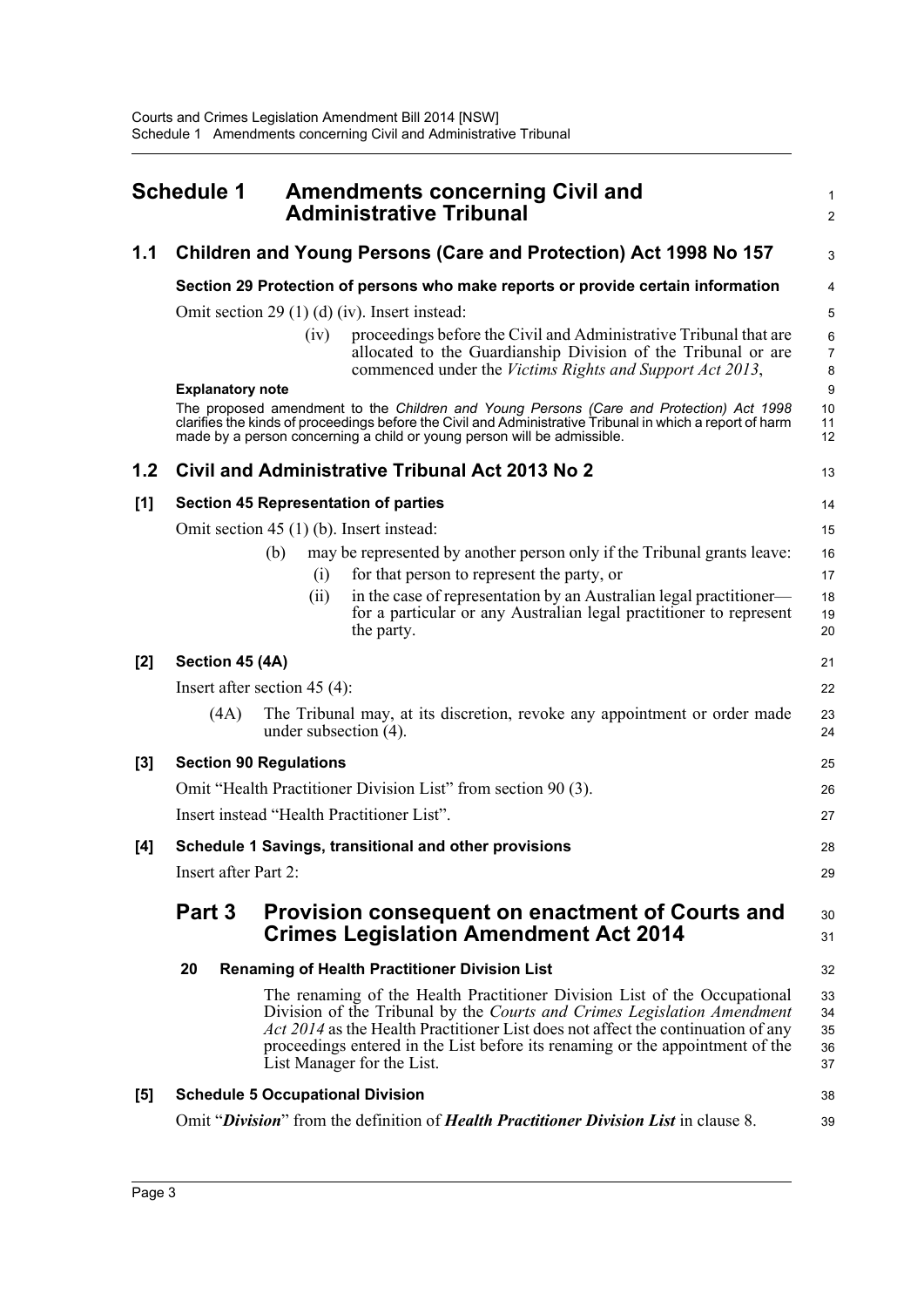## Schedule 1 Amendments concerning Civil and Administrative Tribunal

### 1.1 Children and Young Persons (Care and Protection) Act 1998 No 157

**Section 29 Protection of persons who make reports or provide certain information**

Omit section 29 (1) (d) (iv). Insert instead:

> (iv) proceedings before the Civil and Administrative Tribunal that are allocated to the Guardianship Division of the Tribunal or are commenced under the *Victims Rights and Support Act 2013*,

**Explanatory note**

The proposed amendment to the *Children and Young Persons (Care and Protection) Act 1998* clarifies the kinds of proceedings before the Civil and Administrative Tribunal in which a report of harm made by a person concerning a child or young person will be admissible.

### 1.2 Civil and Administrative Tribunal Act 2013 No 2

**[1] Section 45 Representation of parties**

Omit section 45 (1) (b). Insert instead:

> (b) may be represented by another person only if the Tribunal grants leave:
>
> (i) for that person to represent the party, or
>
> (ii) in the case of representation by an Australian legal practitioner—for a particular or any Australian legal practitioner to represent the party.

**[2] Section 45 (4A)**

Insert after section 45 (4):

> (4A) The Tribunal may, at its discretion, revoke any appointment or order made under subsection (4).

**[3] Section 90 Regulations**

Omit "Health Practitioner Division List" from section 90 (3).

Insert instead "Health Practitioner List".

**[4] Schedule 1 Savings, transitional and other provisions**

Insert after Part 2:

> ## Part 3 Provision consequent on enactment of Courts and Crimes Legislation Amendment Act 2014
>
> **20 Renaming of Health Practitioner Division List**
>
> The renaming of the Health Practitioner Division List of the Occupational Division of the Tribunal by the *Courts and Crimes Legislation Amendment Act 2014* as the Health Practitioner List does not affect the continuation of any proceedings entered in the List before its renaming or the appointment of the List Manager for the List.

**[5] Schedule 5 Occupational Division**

Omit "***Division***" from the definition of ***Health Practitioner Division List*** in clause 8.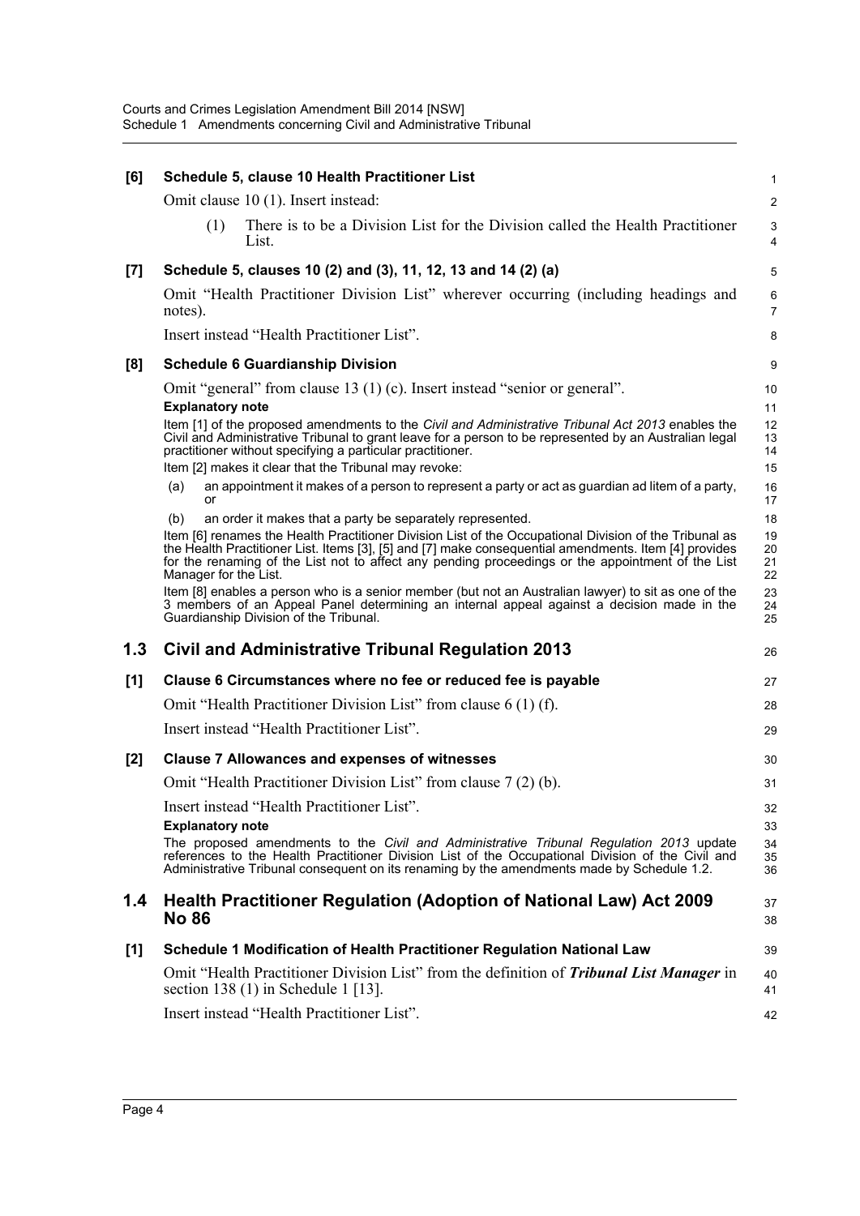**[6] Schedule 5, clause 10 Health Practitioner List**

Omit clause 10 (1). Insert instead:

> (1) There is to be a Division List for the Division called the Health Practitioner List.

**[7] Schedule 5, clauses 10 (2) and (3), 11, 12, 13 and 14 (2) (a)**

Omit "Health Practitioner Division List" wherever occurring (including headings and notes).

Insert instead "Health Practitioner List".

**[8] Schedule 6 Guardianship Division**

Omit "general" from clause 13 (1) (c). Insert instead "senior or general".

**Explanatory note**

Item [1] of the proposed amendments to the *Civil and Administrative Tribunal Act 2013* enables the Civil and Administrative Tribunal to grant leave for a person to be represented by an Australian legal practitioner without specifying a particular practitioner.

Item [2] makes it clear that the Tribunal may revoke:

(a) an appointment it makes of a person to represent a party or act as guardian ad litem of a party, or

(b) an order it makes that a party be separately represented.

Item [6] renames the Health Practitioner Division List of the Occupational Division of the Tribunal as the Health Practitioner List. Items [3], [5] and [7] make consequential amendments. Item [4] provides for the renaming of the List not to affect any pending proceedings or the appointment of the List Manager for the List.

Item [8] enables a person who is a senior member (but not an Australian lawyer) to sit as one of the 3 members of an Appeal Panel determining an internal appeal against a decision made in the Guardianship Division of the Tribunal.

## 1.3 Civil and Administrative Tribunal Regulation 2013

**[1] Clause 6 Circumstances where no fee or reduced fee is payable**

Omit "Health Practitioner Division List" from clause 6 (1) (f).

Insert instead "Health Practitioner List".

**[2] Clause 7 Allowances and expenses of witnesses**

Omit "Health Practitioner Division List" from clause 7 (2) (b).

Insert instead "Health Practitioner List".

**Explanatory note**

The proposed amendments to the *Civil and Administrative Tribunal Regulation 2013* update references to the Health Practitioner Division List of the Occupational Division of the Civil and Administrative Tribunal consequent on its renaming by the amendments made by Schedule 1.2.

## 1.4 Health Practitioner Regulation (Adoption of National Law) Act 2009 No 86

**[1] Schedule 1 Modification of Health Practitioner Regulation National Law**

Omit "Health Practitioner Division List" from the definition of ***Tribunal List Manager*** in section 138 (1) in Schedule 1 [13].

Insert instead "Health Practitioner List".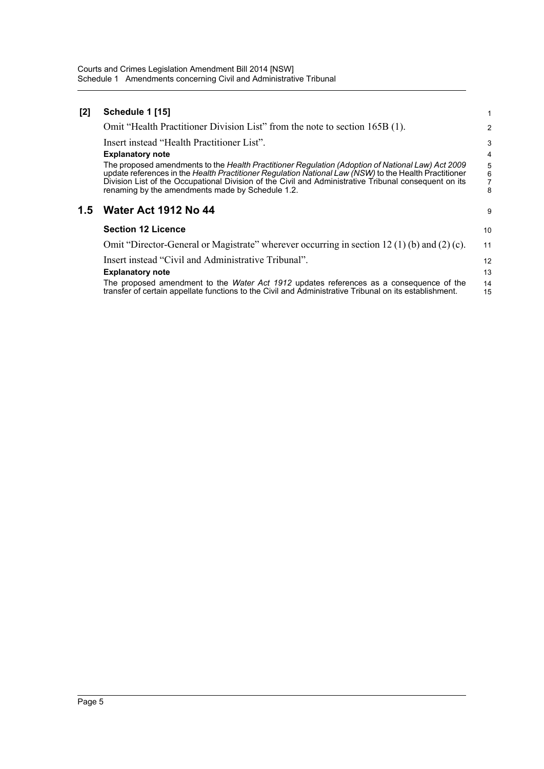**[2] Schedule 1 [15]**

Omit "Health Practitioner Division List" from the note to section 165B (1).

Insert instead "Health Practitioner List".

**Explanatory note**

The proposed amendments to the *Health Practitioner Regulation (Adoption of National Law) Act 2009* update references in the *Health Practitioner Regulation National Law (NSW)* to the Health Practitioner Division List of the Occupational Division of the Civil and Administrative Tribunal consequent on its renaming by the amendments made by Schedule 1.2.

## 1.5 Water Act 1912 No 44

**Section 12 Licence**

Omit "Director-General or Magistrate" wherever occurring in section 12 (1) (b) and (2) (c).

Insert instead "Civil and Administrative Tribunal".

**Explanatory note**

The proposed amendment to the *Water Act 1912* updates references as a consequence of the transfer of certain appellate functions to the Civil and Administrative Tribunal on its establishment.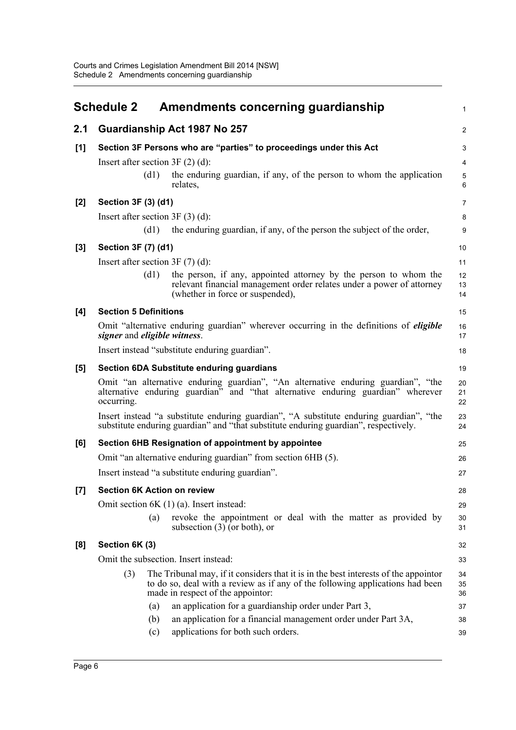# Schedule 2 Amendments concerning guardianship

## 2.1 Guardianship Act 1987 No 257

### [1] Section 3F Persons who are "parties" to proceedings under this Act

Insert after section 3F (2) (d):

> (d1) the enduring guardian, if any, of the person to whom the application relates,

### [2] Section 3F (3) (d1)

Insert after section 3F (3) (d):

> (d1) the enduring guardian, if any, of the person the subject of the order,

### [3] Section 3F (7) (d1)

Insert after section 3F (7) (d):

> (d1) the person, if any, appointed attorney by the person to whom the relevant financial management order relates under a power of attorney (whether in force or suspended),

### [4] Section 5 Definitions

Omit "alternative enduring guardian" wherever occurring in the definitions of ***eligible signer*** and ***eligible witness***.

Insert instead "substitute enduring guardian".

### [5] Section 6DA Substitute enduring guardians

Omit "an alternative enduring guardian", "An alternative enduring guardian", "the alternative enduring guardian" and "that alternative enduring guardian" wherever occurring.

Insert instead "a substitute enduring guardian", "A substitute enduring guardian", "the substitute enduring guardian" and "that substitute enduring guardian", respectively.

### [6] Section 6HB Resignation of appointment by appointee

Omit "an alternative enduring guardian" from section 6HB (5).

Insert instead "a substitute enduring guardian".

### [7] Section 6K Action on review

Omit section 6K (1) (a). Insert instead:

> (a) revoke the appointment or deal with the matter as provided by subsection (3) (or both), or

### [8] Section 6K (3)

Omit the subsection. Insert instead:

> (3) The Tribunal may, if it considers that it is in the best interests of the appointor to do so, deal with a review as if any of the following applications had been made in respect of the appointor:
>
> (a) an application for a guardianship order under Part 3,
>
> (b) an application for a financial management order under Part 3A,
>
> (c) applications for both such orders.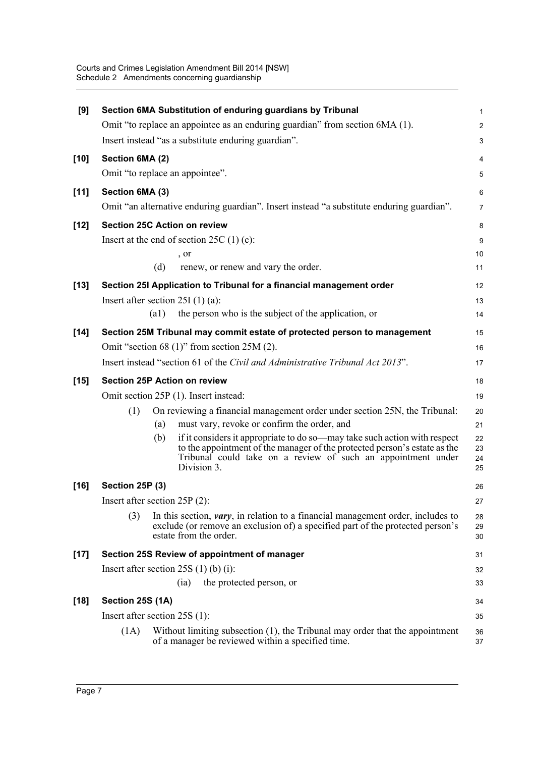**[9] Section 6MA Substitution of enduring guardians by Tribunal**

Omit "to replace an appointee as an enduring guardian" from section 6MA (1).

Insert instead "as a substitute enduring guardian".

**[10] Section 6MA (2)**

Omit "to replace an appointee".

**[11] Section 6MA (3)**

Omit "an alternative enduring guardian". Insert instead "a substitute enduring guardian".

**[12] Section 25C Action on review**

Insert at the end of section 25C (1) (c):

, or

(d) renew, or renew and vary the order.

**[13] Section 25I Application to Tribunal for a financial management order**

Insert after section 25I (1) (a):

(a1) the person who is the subject of the application, or

**[14] Section 25M Tribunal may commit estate of protected person to management**

Omit "section 68 (1)" from section 25M (2).

Insert instead "section 61 of the *Civil and Administrative Tribunal Act 2013*".

**[15] Section 25P Action on review**

Omit section 25P (1). Insert instead:

(1) On reviewing a financial management order under section 25N, the Tribunal:

(a) must vary, revoke or confirm the order, and

(b) if it considers it appropriate to do so—may take such action with respect to the appointment of the manager of the protected person's estate as the Tribunal could take on a review of such an appointment under Division 3.

**[16] Section 25P (3)**

Insert after section 25P (2):

(3) In this section, ***vary***, in relation to a financial management order, includes to exclude (or remove an exclusion of) a specified part of the protected person's estate from the order.

**[17] Section 25S Review of appointment of manager**

Insert after section 25S (1) (b) (i):

(ia) the protected person, or

**[18] Section 25S (1A)**

Insert after section 25S (1):

(1A) Without limiting subsection (1), the Tribunal may order that the appointment of a manager be reviewed within a specified time.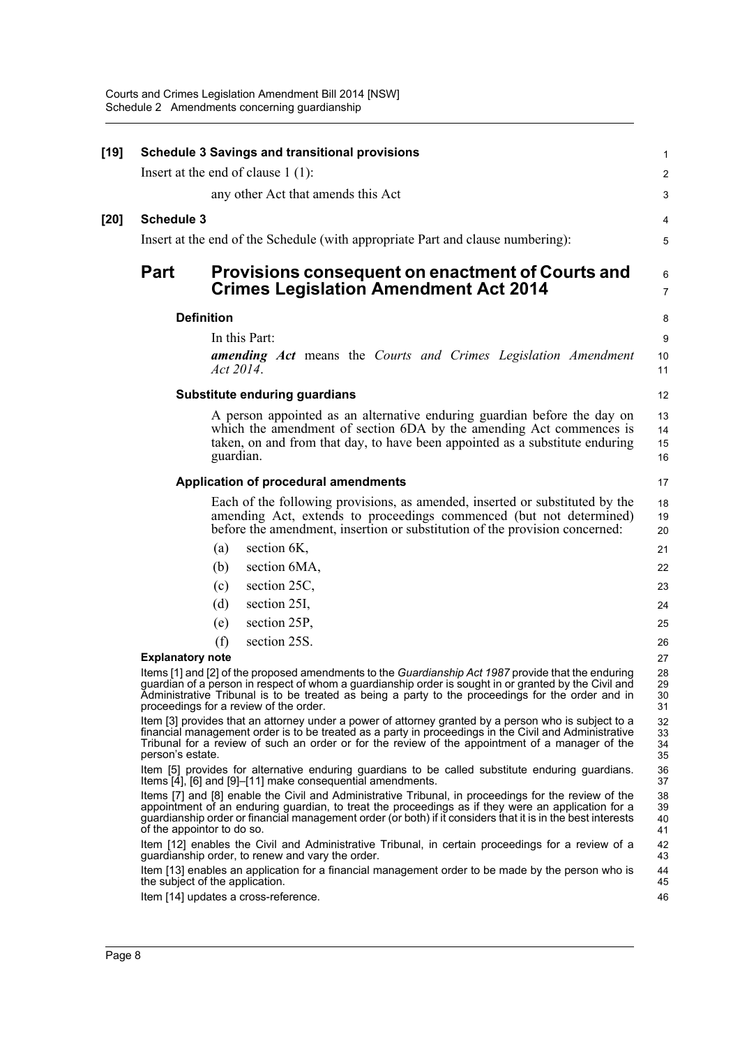**[19] Schedule 3 Savings and transitional provisions**

Insert at the end of clause 1 (1):

any other Act that amends this Act

**[20] Schedule 3**

Insert at the end of the Schedule (with appropriate Part and clause numbering):

## Part Provisions consequent on enactment of Courts and Crimes Legislation Amendment Act 2014

### Definition

In this Part:

***amending Act*** means the *Courts and Crimes Legislation Amendment Act 2014*.

### Substitute enduring guardians

A person appointed as an alternative enduring guardian before the day on which the amendment of section 6DA by the amending Act commences is taken, on and from that day, to have been appointed as a substitute enduring guardian.

### Application of procedural amendments

Each of the following provisions, as amended, inserted or substituted by the amending Act, extends to proceedings commenced (but not determined) before the amendment, insertion or substitution of the provision concerned:

(a) section 6K,

(b) section 6MA,

(c) section 25C,

(d) section 25I,

(e) section 25P,

(f) section 25S.

**Explanatory note**

Items [1] and [2] of the proposed amendments to the *Guardianship Act 1987* provide that the enduring guardian of a person in respect of whom a guardianship order is sought in or granted by the Civil and Administrative Tribunal is to be treated as being a party to the proceedings for the order and in proceedings for a review of the order.

Item [3] provides that an attorney under a power of attorney granted by a person who is subject to a financial management order is to be treated as a party in proceedings in the Civil and Administrative Tribunal for a review of such an order or for the review of the appointment of a manager of the person's estate.

Item [5] provides for alternative enduring guardians to be called substitute enduring guardians. Items [4], [6] and [9]–[11] make consequential amendments.

Items [7] and [8] enable the Civil and Administrative Tribunal, in proceedings for the review of the appointment of an enduring guardian, to treat the proceedings as if they were an application for a guardianship order or financial management order (or both) if it considers that it is in the best interests of the appointor to do so.

Item [12] enables the Civil and Administrative Tribunal, in certain proceedings for a review of a guardianship order, to renew and vary the order.

Item [13] enables an application for a financial management order to be made by the person who is the subject of the application.

Item [14] updates a cross-reference.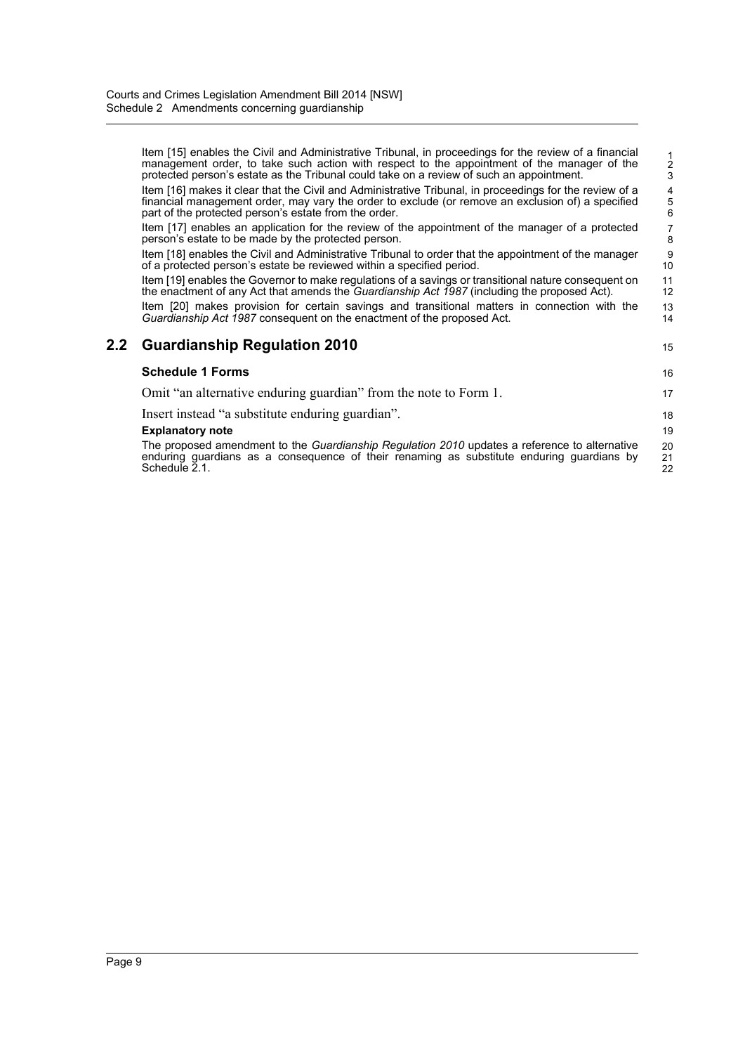Item [15] enables the Civil and Administrative Tribunal, in proceedings for the review of a financial management order, to take such action with respect to the appointment of the manager of the protected person's estate as the Tribunal could take on a review of such an appointment.

Item [16] makes it clear that the Civil and Administrative Tribunal, in proceedings for the review of a financial management order, may vary the order to exclude (or remove an exclusion of) a specified part of the protected person's estate from the order.

Item [17] enables an application for the review of the appointment of the manager of a protected person's estate to be made by the protected person.

Item [18] enables the Civil and Administrative Tribunal to order that the appointment of the manager of a protected person's estate be reviewed within a specified period.

Item [19] enables the Governor to make regulations of a savings or transitional nature consequent on the enactment of any Act that amends the *Guardianship Act 1987* (including the proposed Act).

Item [20] makes provision for certain savings and transitional matters in connection with the *Guardianship Act 1987* consequent on the enactment of the proposed Act.

## 2.2 Guardianship Regulation 2010

### Schedule 1 Forms

Omit "an alternative enduring guardian" from the note to Form 1.

Insert instead "a substitute enduring guardian".

**Explanatory note**

The proposed amendment to the *Guardianship Regulation 2010* updates a reference to alternative enduring guardians as a consequence of their renaming as substitute enduring guardians by Schedule 2.1.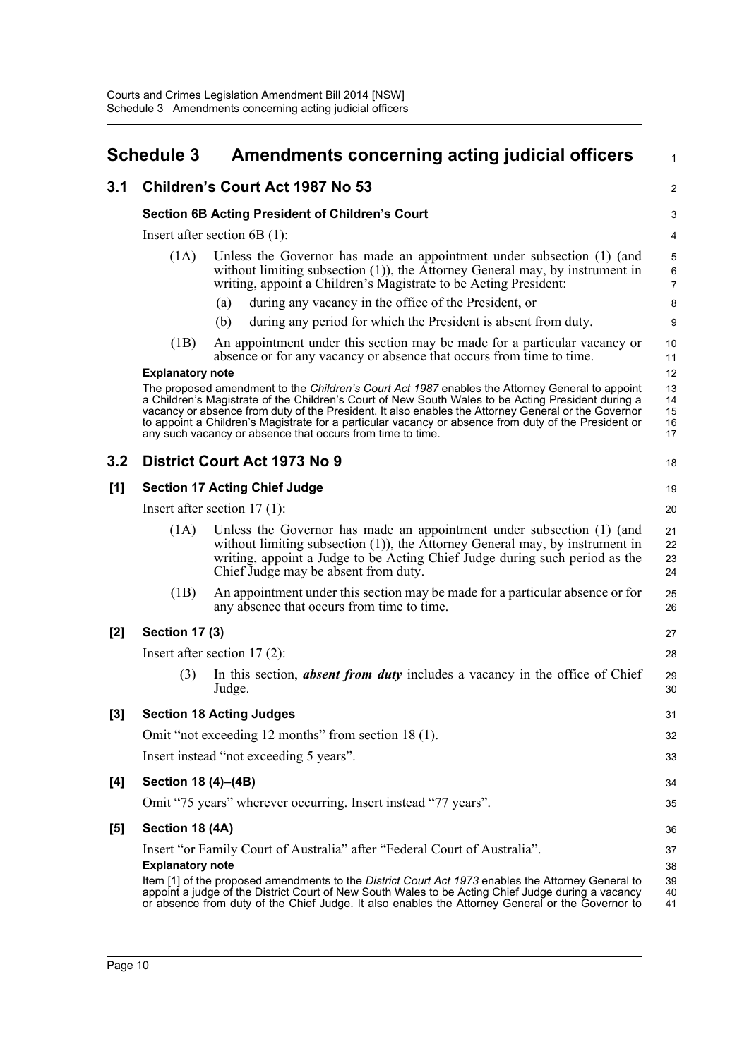# Schedule 3 Amendments concerning acting judicial officers

## 3.1 Children's Court Act 1987 No 53

### Section 6B Acting President of Children's Court

Insert after section 6B (1):

(1A) Unless the Governor has made an appointment under subsection (1) (and without limiting subsection (1)), the Attorney General may, by instrument in writing, appoint a Children's Magistrate to be Acting President:

(a) during any vacancy in the office of the President, or

(b) during any period for which the President is absent from duty.

(1B) An appointment under this section may be made for a particular vacancy or absence or for any vacancy or absence that occurs from time to time.

**Explanatory note**

The proposed amendment to the *Children's Court Act 1987* enables the Attorney General to appoint a Children's Magistrate of the Children's Court of New South Wales to be Acting President during a vacancy or absence from duty of the President. It also enables the Attorney General or the Governor to appoint a Children's Magistrate for a particular vacancy or absence from duty of the President or any such vacancy or absence that occurs from time to time.

## 3.2 District Court Act 1973 No 9

### [1] Section 17 Acting Chief Judge

Insert after section 17 (1):

(1A) Unless the Governor has made an appointment under subsection (1) (and without limiting subsection (1)), the Attorney General may, by instrument in writing, appoint a Judge to be Acting Chief Judge during such period as the Chief Judge may be absent from duty.

(1B) An appointment under this section may be made for a particular absence or for any absence that occurs from time to time.

### [2] Section 17 (3)

Insert after section 17 (2):

(3) In this section, ***absent from duty*** includes a vacancy in the office of Chief Judge.

### [3] Section 18 Acting Judges

Omit "not exceeding 12 months" from section 18 (1).

Insert instead "not exceeding 5 years".

### [4] Section 18 (4)–(4B)

Omit "75 years" wherever occurring. Insert instead "77 years".

### [5] Section 18 (4A)

Insert "or Family Court of Australia" after "Federal Court of Australia".

**Explanatory note**

Item [1] of the proposed amendments to the *District Court Act 1973* enables the Attorney General to appoint a judge of the District Court of New South Wales to be Acting Chief Judge during a vacancy or absence from duty of the Chief Judge. It also enables the Attorney General or the Governor to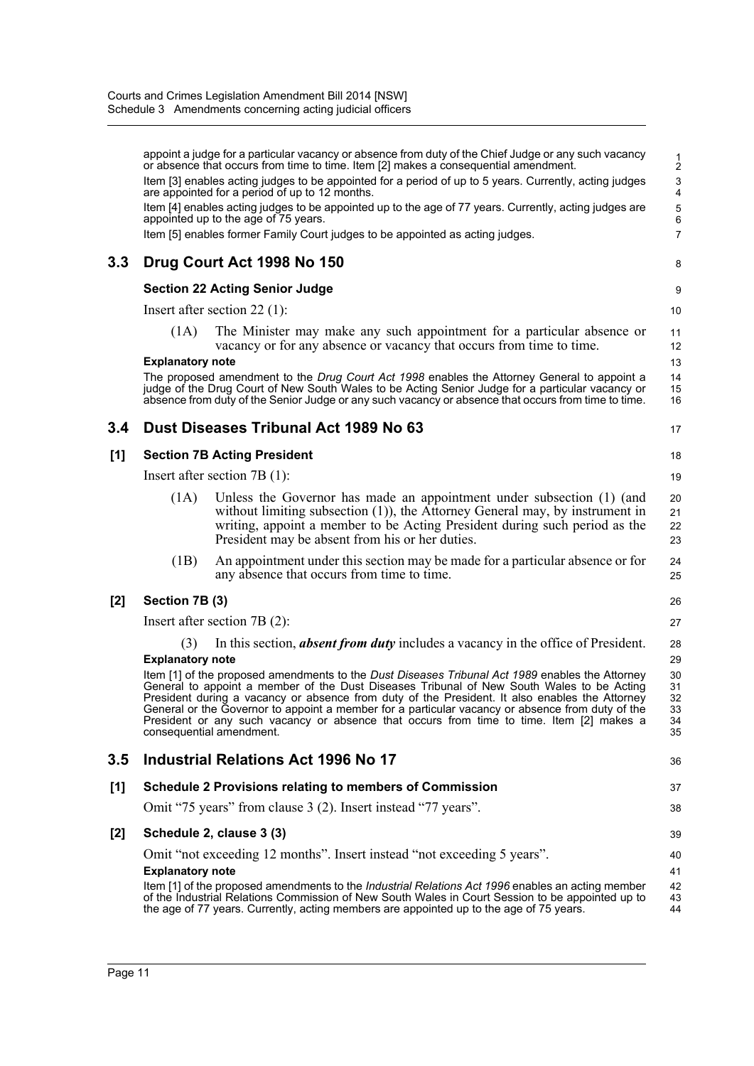appoint a judge for a particular vacancy or absence from duty of the Chief Judge or any such vacancy or absence that occurs from time to time. Item [2] makes a consequential amendment.

Item [3] enables acting judges to be appointed for a period of up to 5 years. Currently, acting judges are appointed for a period of up to 12 months.

Item [4] enables acting judges to be appointed up to the age of 77 years. Currently, acting judges are appointed up to the age of 75 years.

Item [5] enables former Family Court judges to be appointed as acting judges.

## 3.3 Drug Court Act 1998 No 150

### Section 22 Acting Senior Judge

Insert after section 22 (1):

(1A) The Minister may make any such appointment for a particular absence or vacancy or for any absence or vacancy that occurs from time to time.

**Explanatory note**

The proposed amendment to the *Drug Court Act 1998* enables the Attorney General to appoint a judge of the Drug Court of New South Wales to be Acting Senior Judge for a particular vacancy or absence from duty of the Senior Judge or any such vacancy or absence that occurs from time to time.

## 3.4 Dust Diseases Tribunal Act 1989 No 63

### [1] Section 7B Acting President

Insert after section 7B (1):

(1A) Unless the Governor has made an appointment under subsection (1) (and without limiting subsection (1)), the Attorney General may, by instrument in writing, appoint a member to be Acting President during such period as the President may be absent from his or her duties.

(1B) An appointment under this section may be made for a particular absence or for any absence that occurs from time to time.

### [2] Section 7B (3)

Insert after section 7B (2):

(3) In this section, ***absent from duty*** includes a vacancy in the office of President.

**Explanatory note**

Item [1] of the proposed amendments to the *Dust Diseases Tribunal Act 1989* enables the Attorney General to appoint a member of the Dust Diseases Tribunal of New South Wales to be Acting President during a vacancy or absence from duty of the President. It also enables the Attorney General or the Governor to appoint a member for a particular vacancy or absence from duty of the President or any such vacancy or absence that occurs from time to time. Item [2] makes a consequential amendment.

## 3.5 Industrial Relations Act 1996 No 17

### [1] Schedule 2 Provisions relating to members of Commission

Omit "75 years" from clause 3 (2). Insert instead "77 years".

### [2] Schedule 2, clause 3 (3)

Omit "not exceeding 12 months". Insert instead "not exceeding 5 years".

**Explanatory note**

Item [1] of the proposed amendments to the *Industrial Relations Act 1996* enables an acting member of the Industrial Relations Commission of New South Wales in Court Session to be appointed up to the age of 77 years. Currently, acting members are appointed up to the age of 75 years.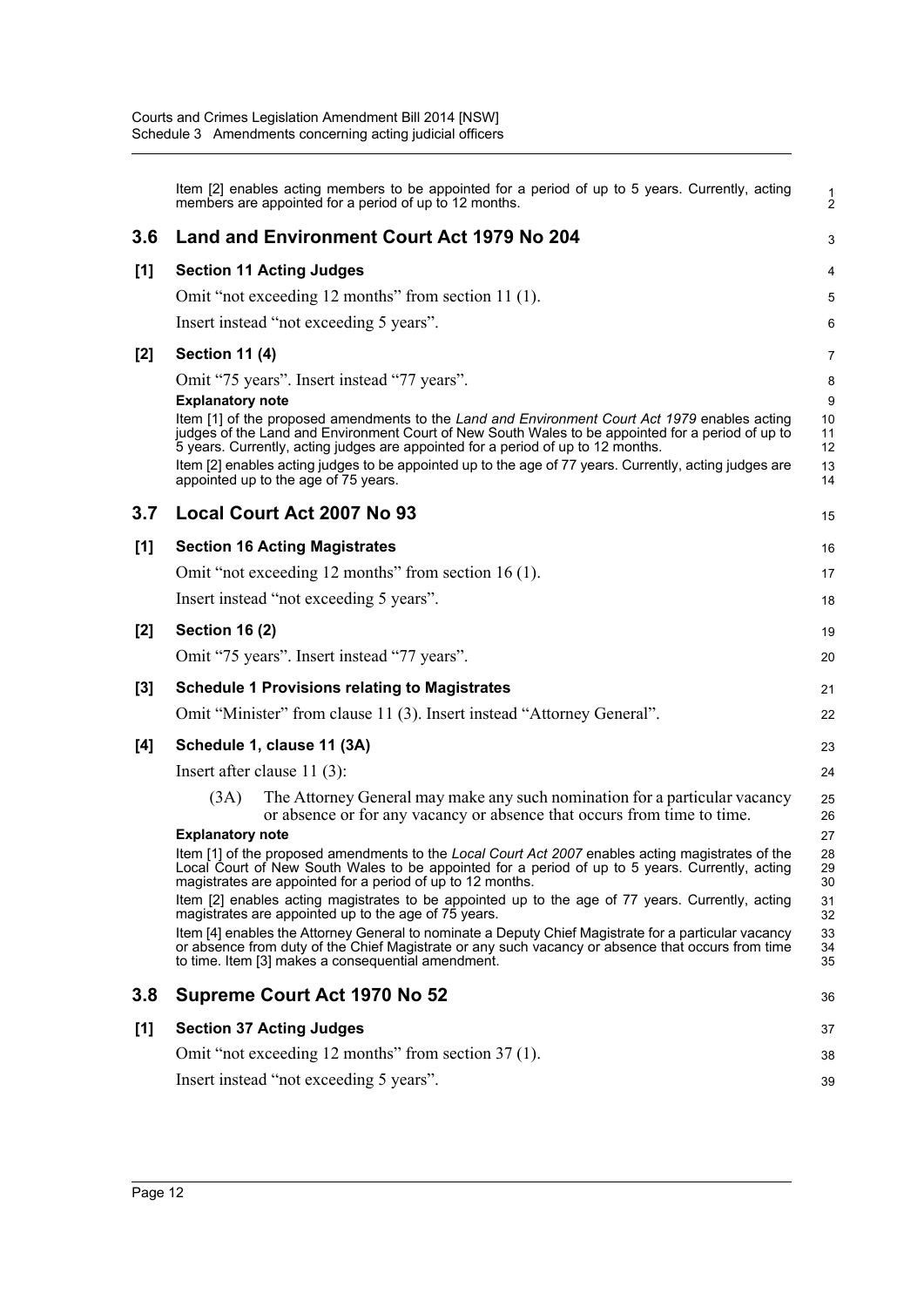Item [2] enables acting members to be appointed for a period of up to 5 years. Currently, acting members are appointed for a period of up to 12 months.

## 3.6 Land and Environment Court Act 1979 No 204

### [1] Section 11 Acting Judges

Omit "not exceeding 12 months" from section 11 (1).

Insert instead "not exceeding 5 years".

### [2] Section 11 (4)

Omit "75 years". Insert instead "77 years".

**Explanatory note**

Item [1] of the proposed amendments to the *Land and Environment Court Act 1979* enables acting judges of the Land and Environment Court of New South Wales to be appointed for a period of up to 5 years. Currently, acting judges are appointed for a period of up to 12 months.

Item [2] enables acting judges to be appointed up to the age of 77 years. Currently, acting judges are appointed up to the age of 75 years.

## 3.7 Local Court Act 2007 No 93

### [1] Section 16 Acting Magistrates

Omit "not exceeding 12 months" from section 16 (1).

Insert instead "not exceeding 5 years".

### [2] Section 16 (2)

Omit "75 years". Insert instead "77 years".

### [3] Schedule 1 Provisions relating to Magistrates

Omit "Minister" from clause 11 (3). Insert instead "Attorney General".

### [4] Schedule 1, clause 11 (3A)

Insert after clause 11 (3):

(3A) The Attorney General may make any such nomination for a particular vacancy or absence or for any vacancy or absence that occurs from time to time.

**Explanatory note**

Item [1] of the proposed amendments to the *Local Court Act 2007* enables acting magistrates of the Local Court of New South Wales to be appointed for a period of up to 5 years. Currently, acting magistrates are appointed for a period of up to 12 months.

Item [2] enables acting magistrates to be appointed up to the age of 77 years. Currently, acting magistrates are appointed up to the age of 75 years.

Item [4] enables the Attorney General to nominate a Deputy Chief Magistrate for a particular vacancy or absence from duty of the Chief Magistrate or any such vacancy or absence that occurs from time to time. Item [3] makes a consequential amendment.

## 3.8 Supreme Court Act 1970 No 52

### [1] Section 37 Acting Judges

Omit "not exceeding 12 months" from section 37 (1).

Insert instead "not exceeding 5 years".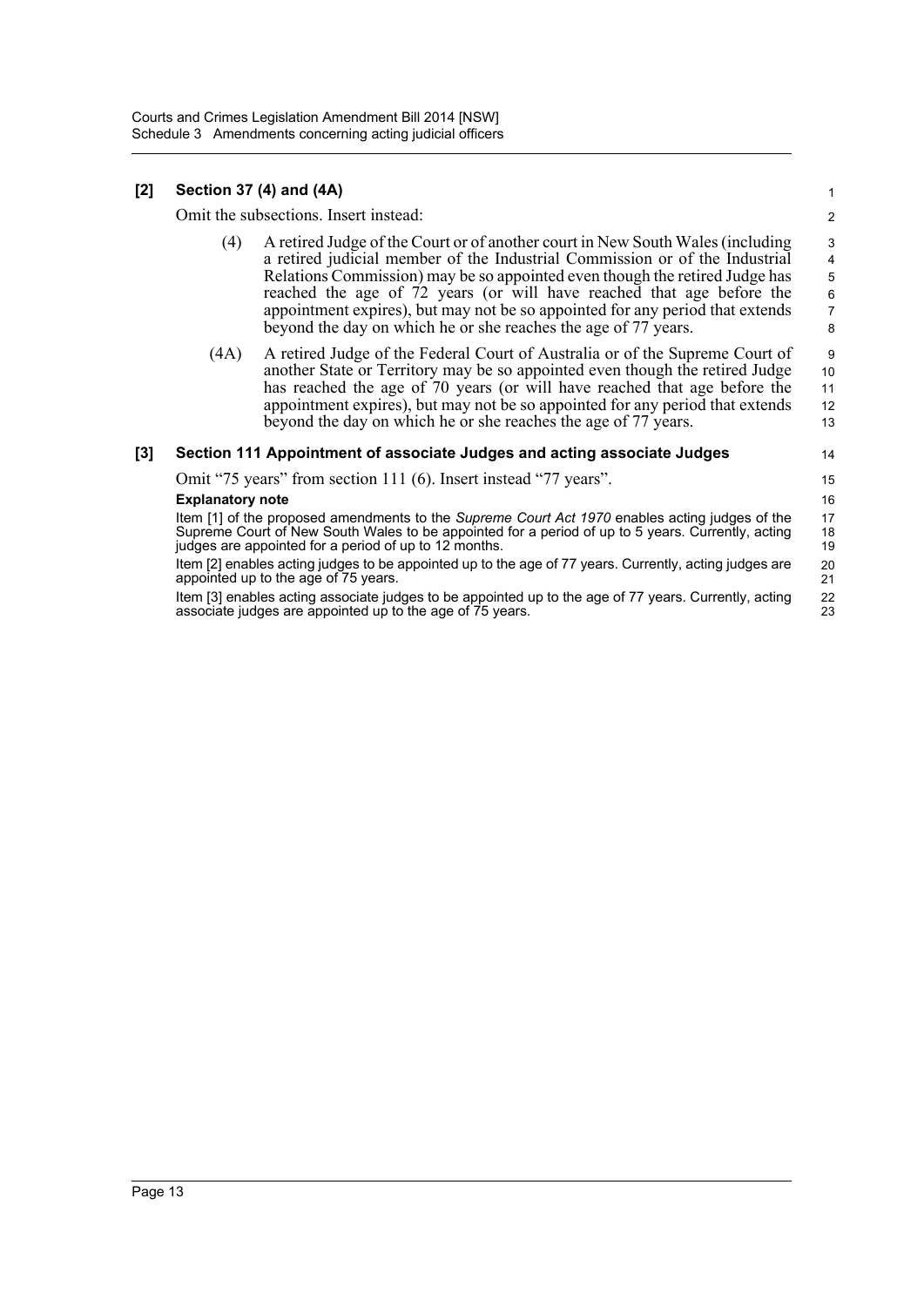**[2] Section 37 (4) and (4A)**

Omit the subsections. Insert instead:

(4) A retired Judge of the Court or of another court in New South Wales (including a retired judicial member of the Industrial Commission or of the Industrial Relations Commission) may be so appointed even though the retired Judge has reached the age of 72 years (or will have reached that age before the appointment expires), but may not be so appointed for any period that extends beyond the day on which he or she reaches the age of 77 years.

(4A) A retired Judge of the Federal Court of Australia or of the Supreme Court of another State or Territory may be so appointed even though the retired Judge has reached the age of 70 years (or will have reached that age before the appointment expires), but may not be so appointed for any period that extends beyond the day on which he or she reaches the age of 77 years.

**[3] Section 111 Appointment of associate Judges and acting associate Judges**

Omit "75 years" from section 111 (6). Insert instead "77 years".

**Explanatory note**

Item [1] of the proposed amendments to the *Supreme Court Act 1970* enables acting judges of the Supreme Court of New South Wales to be appointed for a period of up to 5 years. Currently, acting judges are appointed for a period of up to 12 months.

Item [2] enables acting judges to be appointed up to the age of 77 years. Currently, acting judges are appointed up to the age of 75 years.

Item [3] enables acting associate judges to be appointed up to the age of 77 years. Currently, acting associate judges are appointed up to the age of 75 years.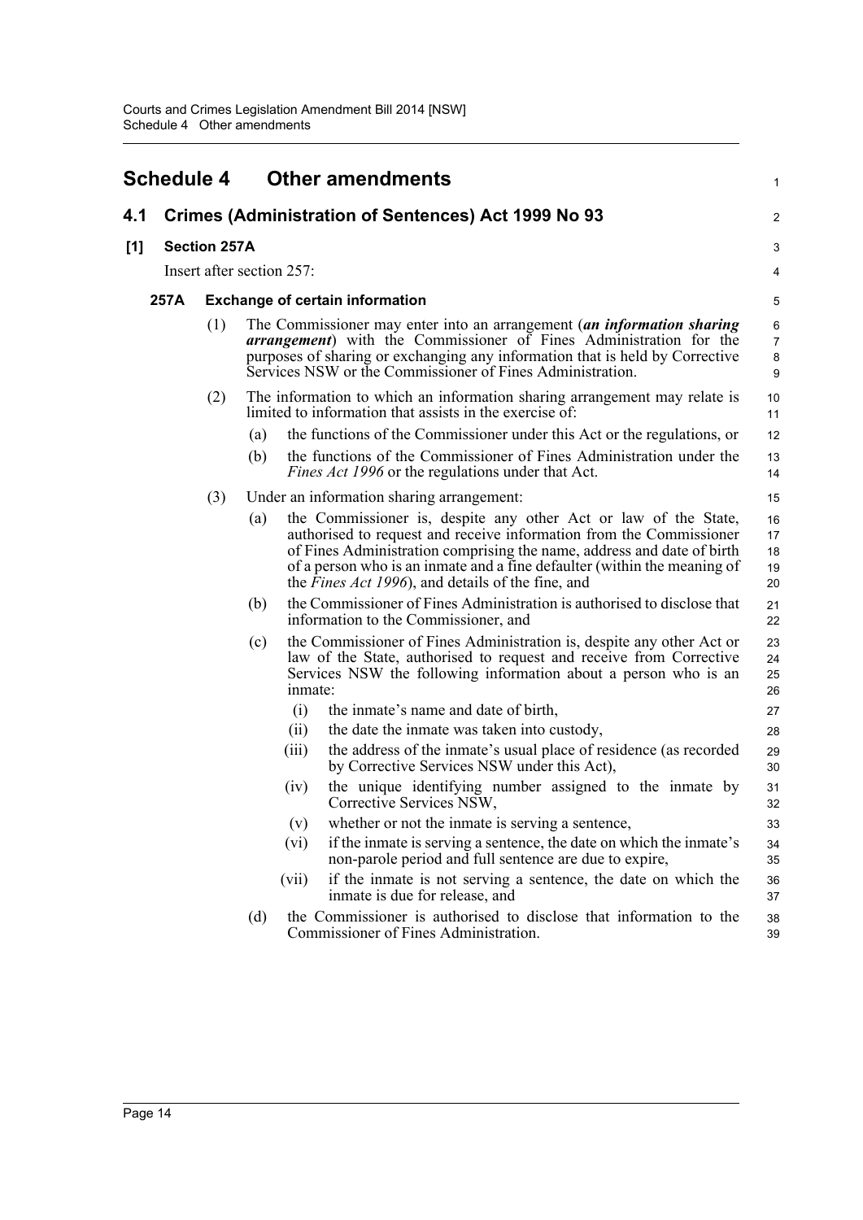## Schedule 4 Other amendments

### 4.1 Crimes (Administration of Sentences) Act 1999 No 93

**[1] Section 257A**

Insert after section 257:

**257A Exchange of certain information**

(1) The Commissioner may enter into an arrangement (***an information sharing arrangement***) with the Commissioner of Fines Administration for the purposes of sharing or exchanging any information that is held by Corrective Services NSW or the Commissioner of Fines Administration.

(2) The information to which an information sharing arrangement may relate is limited to information that assists in the exercise of:

(a) the functions of the Commissioner under this Act or the regulations, or

(b) the functions of the Commissioner of Fines Administration under the *Fines Act 1996* or the regulations under that Act.

(3) Under an information sharing arrangement:

(a) the Commissioner is, despite any other Act or law of the State, authorised to request and receive information from the Commissioner of Fines Administration comprising the name, address and date of birth of a person who is an inmate and a fine defaulter (within the meaning of the *Fines Act 1996*), and details of the fine, and

(b) the Commissioner of Fines Administration is authorised to disclose that information to the Commissioner, and

(c) the Commissioner of Fines Administration is, despite any other Act or law of the State, authorised to request and receive from Corrective Services NSW the following information about a person who is an inmate:

(i) the inmate's name and date of birth,

(ii) the date the inmate was taken into custody,

(iii) the address of the inmate's usual place of residence (as recorded by Corrective Services NSW under this Act),

(iv) the unique identifying number assigned to the inmate by Corrective Services NSW,

(v) whether or not the inmate is serving a sentence,

(vi) if the inmate is serving a sentence, the date on which the inmate's non-parole period and full sentence are due to expire,

(vii) if the inmate is not serving a sentence, the date on which the inmate is due for release, and

(d) the Commissioner is authorised to disclose that information to the Commissioner of Fines Administration.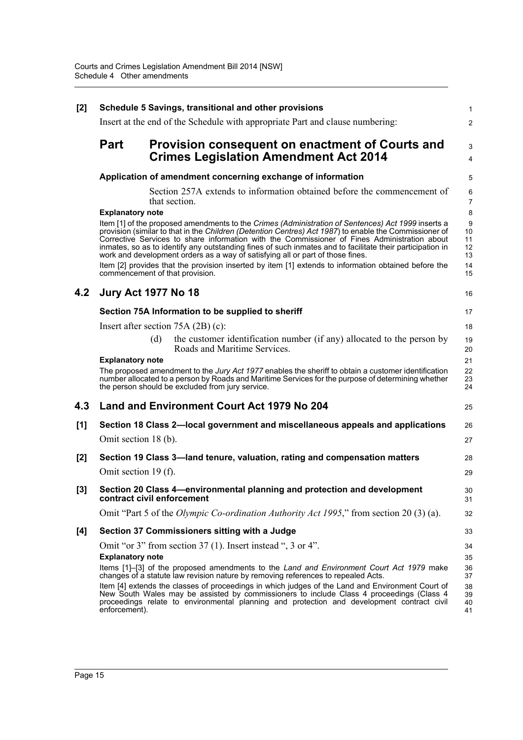**[2] Schedule 5 Savings, transitional and other provisions**

Insert at the end of the Schedule with appropriate Part and clause numbering:

## Part Provision consequent on enactment of Courts and Crimes Legislation Amendment Act 2014

**Application of amendment concerning exchange of information**

Section 257A extends to information obtained before the commencement of that section.

**Explanatory note**

Item [1] of the proposed amendments to the *Crimes (Administration of Sentences) Act 1999* inserts a provision (similar to that in the *Children (Detention Centres) Act 1987*) to enable the Commissioner of Corrective Services to share information with the Commissioner of Fines Administration about inmates, so as to identify any outstanding fines of such inmates and to facilitate their participation in work and development orders as a way of satisfying all or part of those fines.

Item [2] provides that the provision inserted by item [1] extends to information obtained before the commencement of that provision.

## 4.2 Jury Act 1977 No 18

**Section 75A Information to be supplied to sheriff**

Insert after section 75A (2B) (c):

(d) the customer identification number (if any) allocated to the person by Roads and Maritime Services.

**Explanatory note**

The proposed amendment to the *Jury Act 1977* enables the sheriff to obtain a customer identification number allocated to a person by Roads and Maritime Services for the purpose of determining whether the person should be excluded from jury service.

## 4.3 Land and Environment Court Act 1979 No 204

**[1] Section 18 Class 2—local government and miscellaneous appeals and applications**

Omit section 18 (b).

**[2] Section 19 Class 3—land tenure, valuation, rating and compensation matters**

Omit section 19 (f).

**[3] Section 20 Class 4—environmental planning and protection and development contract civil enforcement**

Omit "Part 5 of the *Olympic Co-ordination Authority Act 1995*," from section 20 (3) (a).

**[4] Section 37 Commissioners sitting with a Judge**

Omit "or 3" from section 37 (1). Insert instead ", 3 or 4".

**Explanatory note**

Items [1]–[3] of the proposed amendments to the *Land and Environment Court Act 1979* make changes of a statute law revision nature by removing references to repealed Acts.

Item [4] extends the classes of proceedings in which judges of the Land and Environment Court of New South Wales may be assisted by commissioners to include Class 4 proceedings (Class 4 proceedings relate to environmental planning and protection and development contract civil enforcement).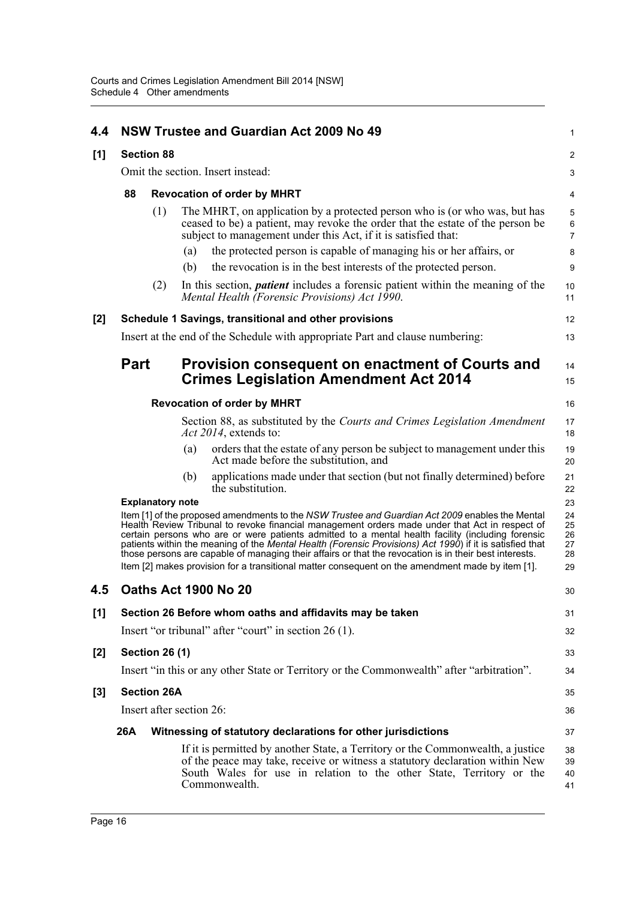## 4.4 NSW Trustee and Guardian Act 2009 No 49

**[1] Section 88**

Omit the section. Insert instead:

### 88 Revocation of order by MHRT

(1) The MHRT, on application by a protected person who is (or who was, but has ceased to be) a patient, may revoke the order that the estate of the person be subject to management under this Act, if it is satisfied that:

(a) the protected person is capable of managing his or her affairs, or

(b) the revocation is in the best interests of the protected person.

(2) In this section, ***patient*** includes a forensic patient within the meaning of the *Mental Health (Forensic Provisions) Act 1990*.

**[2] Schedule 1 Savings, transitional and other provisions**

Insert at the end of the Schedule with appropriate Part and clause numbering:

## Part Provision consequent on enactment of Courts and Crimes Legislation Amendment Act 2014

### Revocation of order by MHRT

Section 88, as substituted by the *Courts and Crimes Legislation Amendment Act 2014*, extends to:

(a) orders that the estate of any person be subject to management under this Act made before the substitution, and

(b) applications made under that section (but not finally determined) before the substitution.

**Explanatory note**

Item [1] of the proposed amendments to the *NSW Trustee and Guardian Act 2009* enables the Mental Health Review Tribunal to revoke financial management orders made under that Act in respect of certain persons who are or were patients admitted to a mental health facility (including forensic patients within the meaning of the *Mental Health (Forensic Provisions) Act 1990*) if it is satisfied that those persons are capable of managing their affairs or that the revocation is in their best interests.

Item [2] makes provision for a transitional matter consequent on the amendment made by item [1].

## 4.5 Oaths Act 1900 No 20

**[1] Section 26 Before whom oaths and affidavits may be taken**

Insert "or tribunal" after "court" in section 26 (1).

**[2] Section 26 (1)**

Insert "in this or any other State or Territory or the Commonwealth" after "arbitration".

**[3] Section 26A**

Insert after section 26:

### 26A Witnessing of statutory declarations for other jurisdictions

If it is permitted by another State, a Territory or the Commonwealth, a justice of the peace may take, receive or witness a statutory declaration within New South Wales for use in relation to the other State, Territory or the Commonwealth.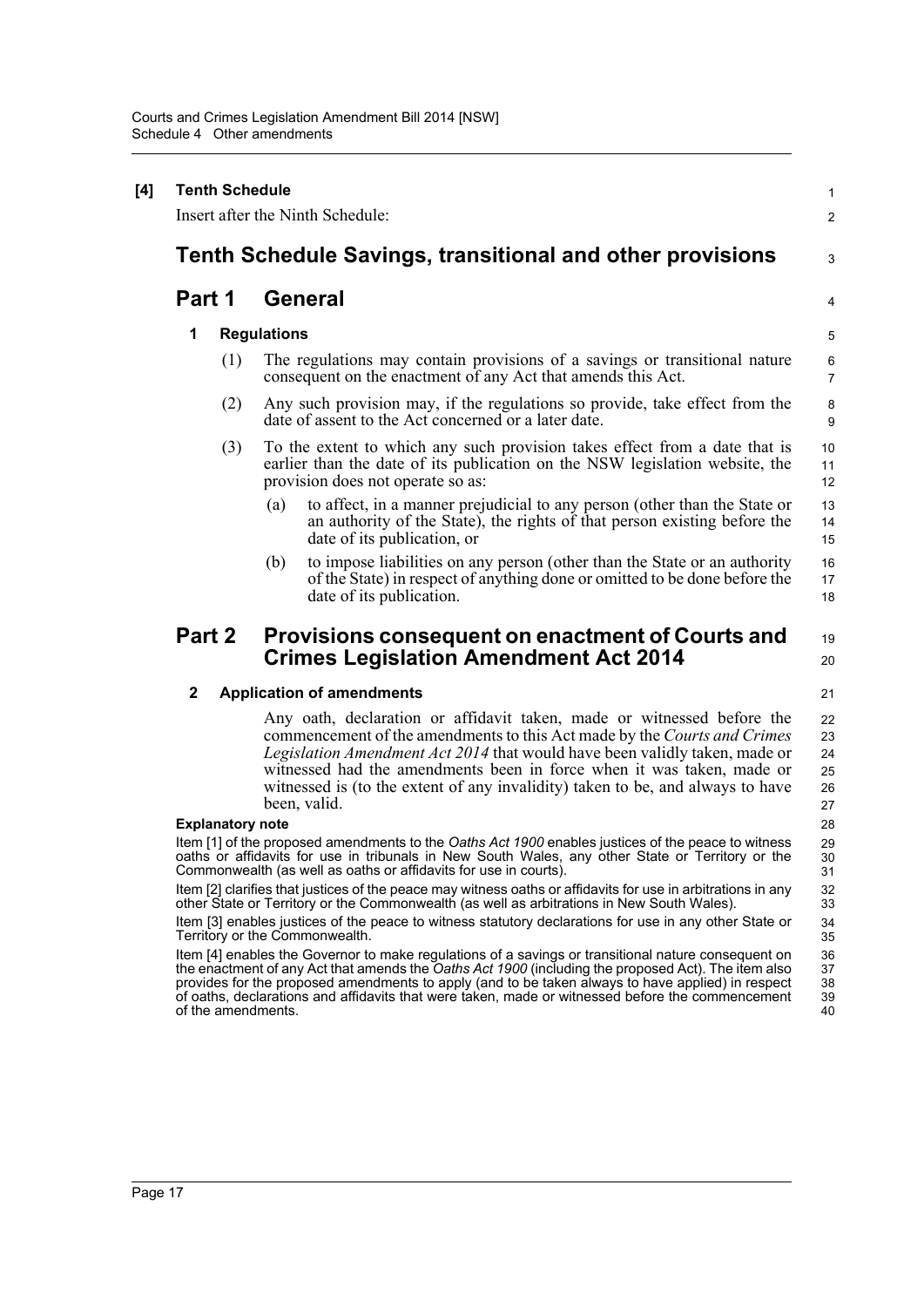**[4] Tenth Schedule**

Insert after the Ninth Schedule:

# Tenth Schedule Savings, transitional and other provisions

## Part 1 General

### 1 Regulations

(1) The regulations may contain provisions of a savings or transitional nature consequent on the enactment of any Act that amends this Act.

(2) Any such provision may, if the regulations so provide, take effect from the date of assent to the Act concerned or a later date.

(3) To the extent to which any such provision takes effect from a date that is earlier than the date of its publication on the NSW legislation website, the provision does not operate so as:

(a) to affect, in a manner prejudicial to any person (other than the State or an authority of the State), the rights of that person existing before the date of its publication, or

(b) to impose liabilities on any person (other than the State or an authority of the State) in respect of anything done or omitted to be done before the date of its publication.

## Part 2 Provisions consequent on enactment of Courts and Crimes Legislation Amendment Act 2014

### 2 Application of amendments

Any oath, declaration or affidavit taken, made or witnessed before the commencement of the amendments to this Act made by the *Courts and Crimes Legislation Amendment Act 2014* that would have been validly taken, made or witnessed had the amendments been in force when it was taken, made or witnessed is (to the extent of any invalidity) taken to be, and always to have been, valid.

**Explanatory note**

Item [1] of the proposed amendments to the *Oaths Act 1900* enables justices of the peace to witness oaths or affidavits for use in tribunals in New South Wales, any other State or Territory or the Commonwealth (as well as oaths or affidavits for use in courts).

Item [2] clarifies that justices of the peace may witness oaths or affidavits for use in arbitrations in any other State or Territory or the Commonwealth (as well as arbitrations in New South Wales).

Item [3] enables justices of the peace to witness statutory declarations for use in any other State or Territory or the Commonwealth.

Item [4] enables the Governor to make regulations of a savings or transitional nature consequent on the enactment of any Act that amends the *Oaths Act 1900* (including the proposed Act). The item also provides for the proposed amendments to apply (and to be taken always to have applied) in respect of oaths, declarations and affidavits that were taken, made or witnessed before the commencement of the amendments.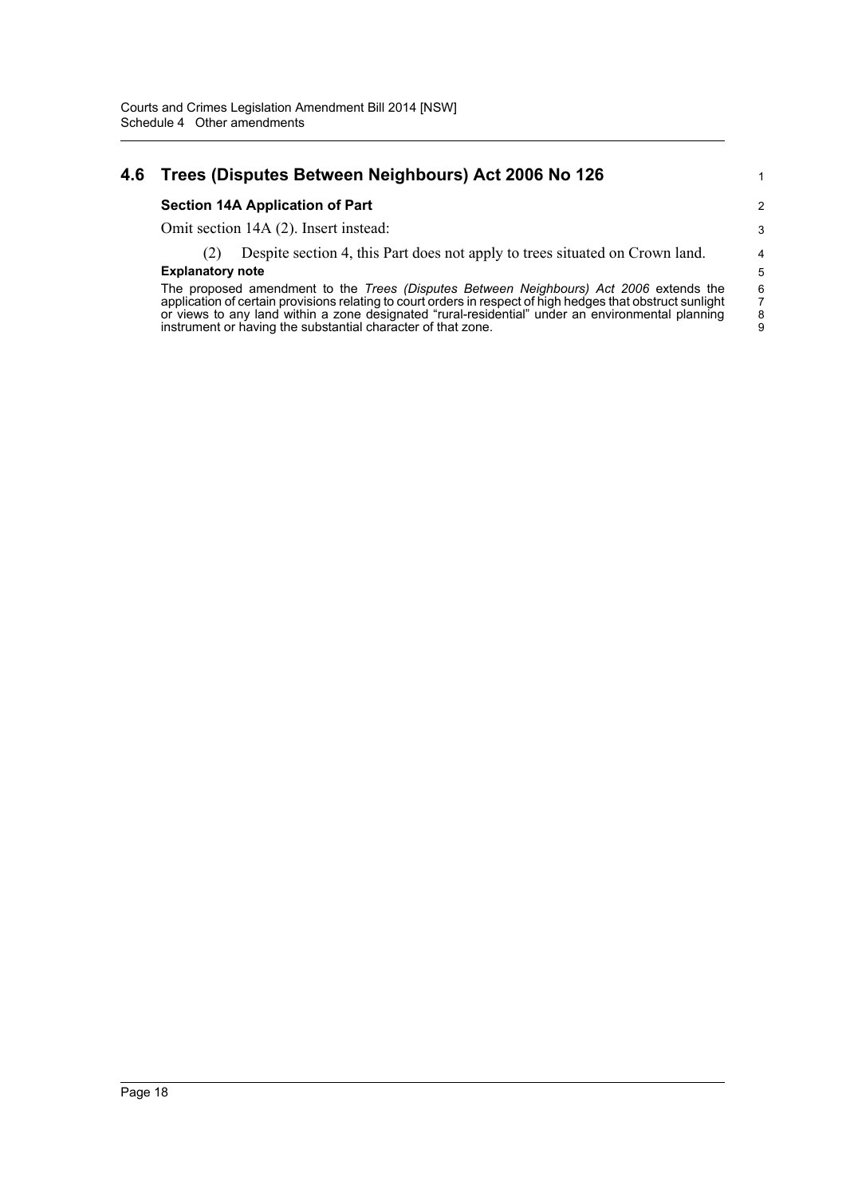## 4.6 Trees (Disputes Between Neighbours) Act 2006 No 126

### Section 14A Application of Part

Omit section 14A (2). Insert instead:

(2) Despite section 4, this Part does not apply to trees situated on Crown land.

**Explanatory note**

The proposed amendment to the *Trees (Disputes Between Neighbours) Act 2006* extends the application of certain provisions relating to court orders in respect of high hedges that obstruct sunlight or views to any land within a zone designated "rural-residential" under an environmental planning instrument or having the substantial character of that zone.